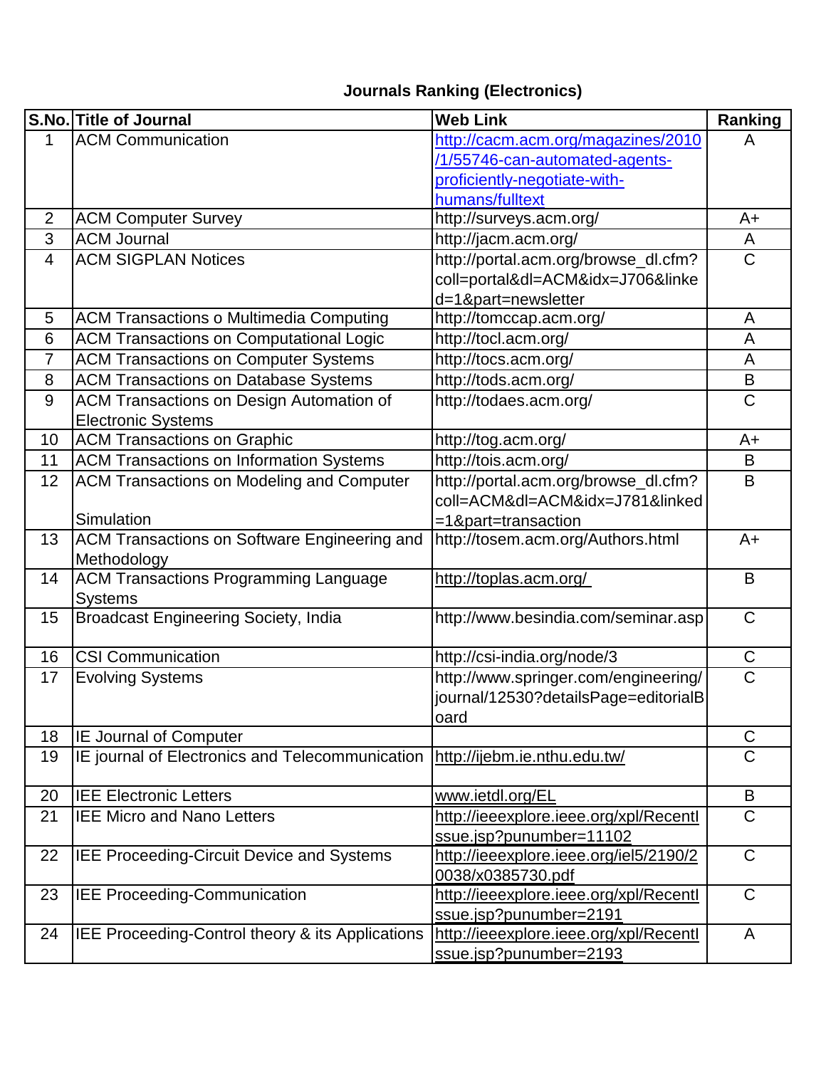# Journals Ranking (Electronics)

| S.No. | Title of Journal | Web Link | Ranking |
|---|---|---|---|
| 1 | ACM Communication | http://cacm.acm.org/magazines/2010/1/55746-can-automated-agents-proficiently-negotiate-with-humans/fulltext | A |
| 2 | ACM Computer Survey | http://surveys.acm.org/ | A+ |
| 3 | ACM Journal | http://jacm.acm.org/ | A |
| 4 | ACM SIGPLAN Notices | http://portal.acm.org/browse_dl.cfm?coll=portal&dl=ACM&idx=J706&linked=1&part=newsletter | C |
| 5 | ACM Transactions o Multimedia Computing | http://tomccap.acm.org/ | A |
| 6 | ACM Transactions on Computational Logic | http://tocl.acm.org/ | A |
| 7 | ACM Transactions on Computer Systems | http://tocs.acm.org/ | A |
| 8 | ACM Transactions on Database Systems | http://tods.acm.org/ | B |
| 9 | ACM Transactions on Design Automation of Electronic Systems | http://todaes.acm.org/ | C |
| 10 | ACM Transactions on Graphic | http://tog.acm.org/ | A+ |
| 11 | ACM Transactions on Information Systems | http://tois.acm.org/ | B |
| 12 | ACM Transactions on Modeling and Computer Simulation | http://portal.acm.org/browse_dl.cfm?coll=ACM&dl=ACM&idx=J781&linked=1&part=transaction | B |
| 13 | ACM Transactions on Software Engineering and Methodology | http://tosem.acm.org/Authors.html | A+ |
| 14 | ACM Transactions Programming Language Systems | http://toplas.acm.org/ | B |
| 15 | Broadcast Engineering Society, India | http://www.besindia.com/seminar.asp | C |
| 16 | CSI Communication | http://csi-india.org/node/3 | C |
| 17 | Evolving Systems | http://www.springer.com/engineering/journal/12530?detailsPage=editorialBoard | C |
| 18 | IE Journal of Computer | | C |
| 19 | IE journal of Electronics and Telecommunication | http://ijebm.ie.nthu.edu.tw/ | C |
| 20 | IEE Electronic Letters | www.ietdl.org/EL | B |
| 21 | IEE Micro and Nano Letters | http://ieeexplore.ieee.org/xpl/RecentIssue.jsp?punumber=11102 | C |
| 22 | IEE Proceeding-Circuit Device and Systems | http://ieeexplore.ieee.org/iel5/2190/20038/x0385730.pdf | C |
| 23 | IEE Proceeding-Communication | http://ieeexplore.ieee.org/xpl/RecentIssue.jsp?punumber=2191 | C |
| 24 | IEE Proceeding-Control theory & its Applications | http://ieeexplore.ieee.org/xpl/RecentIssue.jsp?punumber=2193 | A |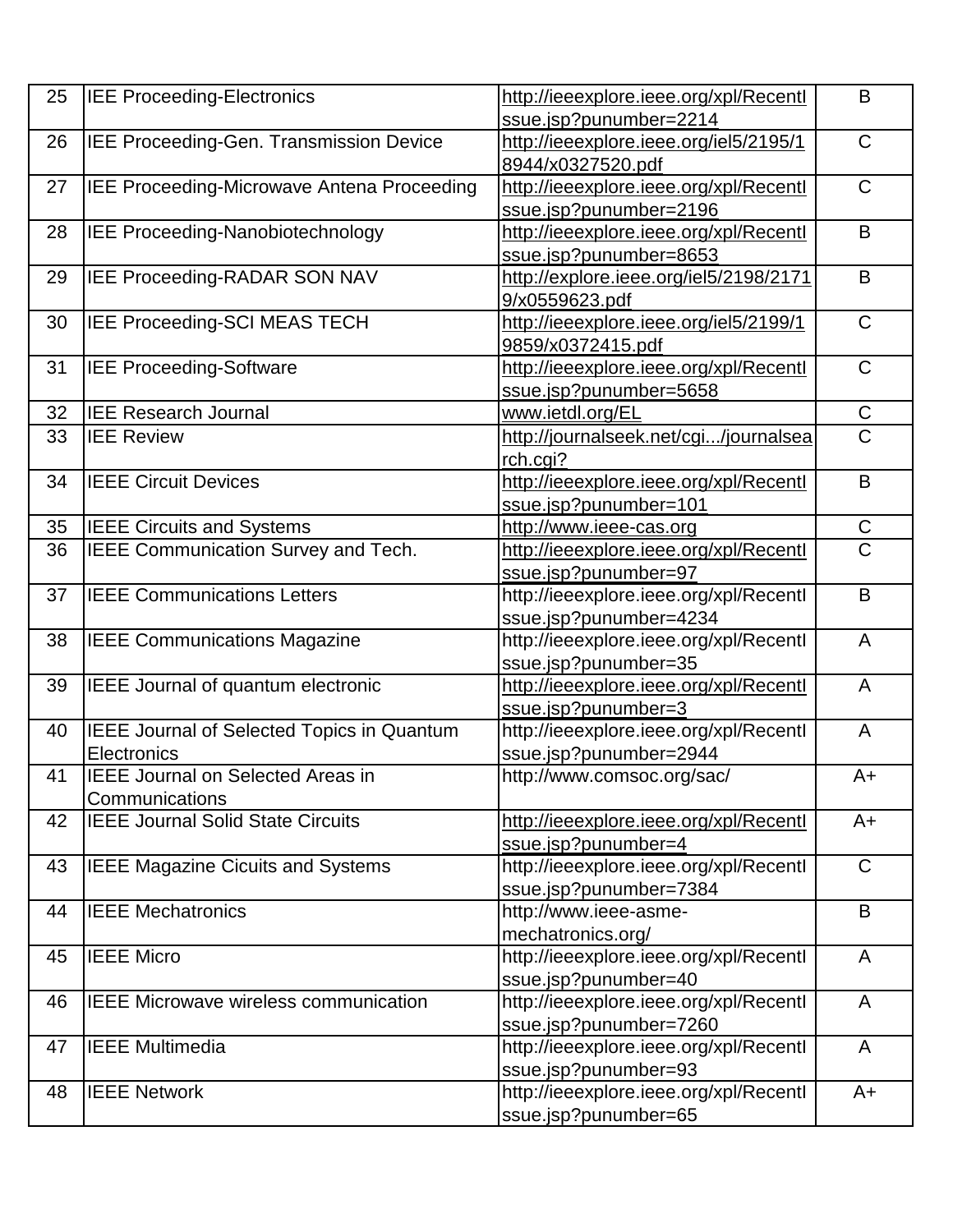| | | | |
|---|---|---|---|
| 25 | IEE Proceeding-Electronics | http://ieeexplore.ieee.org/xpl/RecentIssue.jsp?punumber=2214 | B |
| 26 | IEE Proceeding-Gen. Transmission Device | http://ieeexplore.ieee.org/iel5/2195/18944/x0327520.pdf | C |
| 27 | IEE Proceeding-Microwave Antena Proceeding | http://ieeexplore.ieee.org/xpl/RecentIssue.jsp?punumber=2196 | C |
| 28 | IEE Proceeding-Nanobiotechnology | http://ieeexplore.ieee.org/xpl/RecentIssue.jsp?punumber=8653 | B |
| 29 | IEE Proceeding-RADAR SON NAV | http://explore.ieee.org/iel5/2198/21719/x0559623.pdf | B |
| 30 | IEE Proceeding-SCI MEAS TECH | http://ieeexplore.ieee.org/iel5/2199/19859/x0372415.pdf | C |
| 31 | IEE Proceeding-Software | http://ieeexplore.ieee.org/xpl/RecentIssue.jsp?punumber=5658 | C |
| 32 | IEE Research Journal | www.ietdl.org/EL | C |
| 33 | IEE Review | http://journalseek.net/cgi.../journalsearch.cgi? | C |
| 34 | IEEE Circuit Devices | http://ieeexplore.ieee.org/xpl/RecentIssue.jsp?punumber=101 | B |
| 35 | IEEE Circuits and Systems | http://www.ieee-cas.org | C |
| 36 | IEEE Communication Survey and Tech. | http://ieeexplore.ieee.org/xpl/RecentIssue.jsp?punumber=97 | C |
| 37 | IEEE Communications Letters | http://ieeexplore.ieee.org/xpl/RecentIssue.jsp?punumber=4234 | B |
| 38 | IEEE Communications Magazine | http://ieeexplore.ieee.org/xpl/RecentIssue.jsp?punumber=35 | A |
| 39 | IEEE Journal of quantum electronic | http://ieeexplore.ieee.org/xpl/RecentIssue.jsp?punumber=3 | A |
| 40 | IEEE Journal of Selected Topics in Quantum Electronics | http://ieeexplore.ieee.org/xpl/RecentIssue.jsp?punumber=2944 | A |
| 41 | IEEE Journal on Selected Areas in Communications | http://www.comsoc.org/sac/ | A+ |
| 42 | IEEE Journal Solid State Circuits | http://ieeexplore.ieee.org/xpl/RecentIssue.jsp?punumber=4 | A+ |
| 43 | IEEE Magazine Cicuits and Systems | http://ieeexplore.ieee.org/xpl/RecentIssue.jsp?punumber=7384 | C |
| 44 | IEEE Mechatronics | http://www.ieee-asme-mechatronics.org/ | B |
| 45 | IEEE Micro | http://ieeexplore.ieee.org/xpl/RecentIssue.jsp?punumber=40 | A |
| 46 | IEEE Microwave wireless communication | http://ieeexplore.ieee.org/xpl/RecentIssue.jsp?punumber=7260 | A |
| 47 | IEEE Multimedia | http://ieeexplore.ieee.org/xpl/RecentIssue.jsp?punumber=93 | A |
| 48 | IEEE Network | http://ieeexplore.ieee.org/xpl/RecentIssue.jsp?punumber=65 | A+ |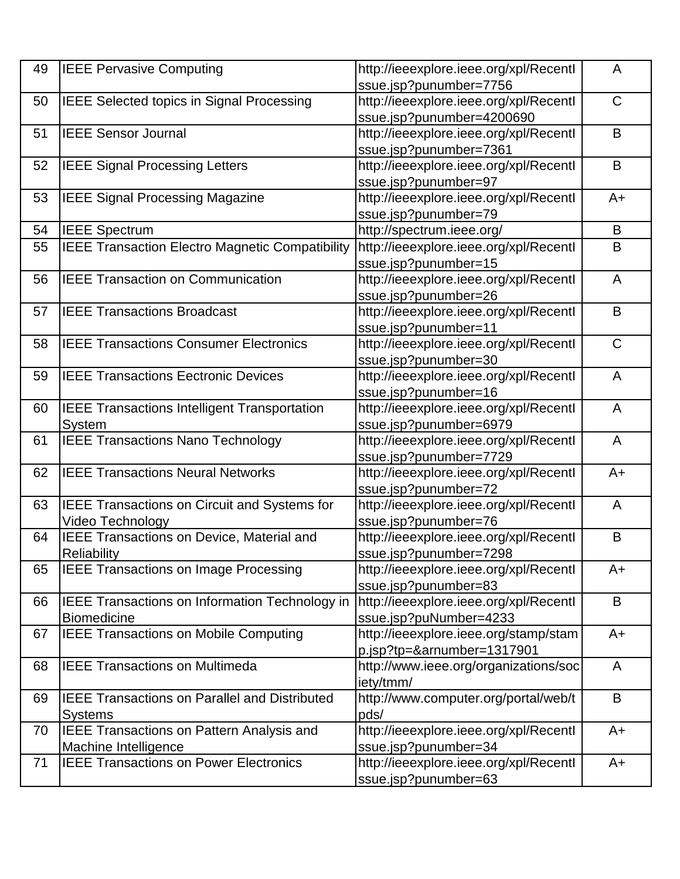| | | | |
|---|---|---|---|
| 49 | IEEE Pervasive Computing | http://ieeexplore.ieee.org/xpl/RecentIssue.jsp?punumber=7756 | A |
| 50 | IEEE Selected topics in Signal Processing | http://ieeexplore.ieee.org/xpl/RecentIssue.jsp?punumber=4200690 | C |
| 51 | IEEE Sensor Journal | http://ieeexplore.ieee.org/xpl/RecentIssue.jsp?punumber=7361 | B |
| 52 | IEEE Signal Processing Letters | http://ieeexplore.ieee.org/xpl/RecentIssue.jsp?punumber=97 | B |
| 53 | IEEE Signal Processing Magazine | http://ieeexplore.ieee.org/xpl/RecentIssue.jsp?punumber=79 | A+ |
| 54 | IEEE Spectrum | http://spectrum.ieee.org/ | B |
| 55 | IEEE Transaction Electro Magnetic Compatibility | http://ieeexplore.ieee.org/xpl/RecentIssue.jsp?punumber=15 | B |
| 56 | IEEE Transaction on Communication | http://ieeexplore.ieee.org/xpl/RecentIssue.jsp?punumber=26 | A |
| 57 | IEEE Transactions Broadcast | http://ieeexplore.ieee.org/xpl/RecentIssue.jsp?punumber=11 | B |
| 58 | IEEE Transactions Consumer Electronics | http://ieeexplore.ieee.org/xpl/RecentIssue.jsp?punumber=30 | C |
| 59 | IEEE Transactions Eectronic Devices | http://ieeexplore.ieee.org/xpl/RecentIssue.jsp?punumber=16 | A |
| 60 | IEEE Transactions Intelligent Transportation System | http://ieeexplore.ieee.org/xpl/RecentIssue.jsp?punumber=6979 | A |
| 61 | IEEE Transactions Nano Technology | http://ieeexplore.ieee.org/xpl/RecentIssue.jsp?punumber=7729 | A |
| 62 | IEEE Transactions Neural Networks | http://ieeexplore.ieee.org/xpl/RecentIssue.jsp?punumber=72 | A+ |
| 63 | IEEE Transactions on Circuit and Systems for Video Technology | http://ieeexplore.ieee.org/xpl/RecentIssue.jsp?punumber=76 | A |
| 64 | IEEE Transactions on Device, Material and Reliability | http://ieeexplore.ieee.org/xpl/RecentIssue.jsp?punumber=7298 | B |
| 65 | IEEE Transactions on Image Processing | http://ieeexplore.ieee.org/xpl/RecentIssue.jsp?punumber=83 | A+ |
| 66 | IEEE Transactions on Information Technology in Biomedicine | http://ieeexplore.ieee.org/xpl/RecentIssue.jsp?puNumber=4233 | B |
| 67 | IEEE Transactions on Mobile Computing | http://ieeexplore.ieee.org/stamp/stamp.jsp?tp=&arnumber=1317901 | A+ |
| 68 | IEEE Transactions on Multimeda | http://www.ieee.org/organizations/society/tmm/ | A |
| 69 | IEEE Transactions on Parallel and Distributed Systems | http://www.computer.org/portal/web/tpds/ | B |
| 70 | IEEE Transactions on Pattern Analysis and Machine Intelligence | http://ieeexplore.ieee.org/xpl/RecentIssue.jsp?punumber=34 | A+ |
| 71 | IEEE Transactions on Power Electronics | http://ieeexplore.ieee.org/xpl/RecentIssue.jsp?punumber=63 | A+ |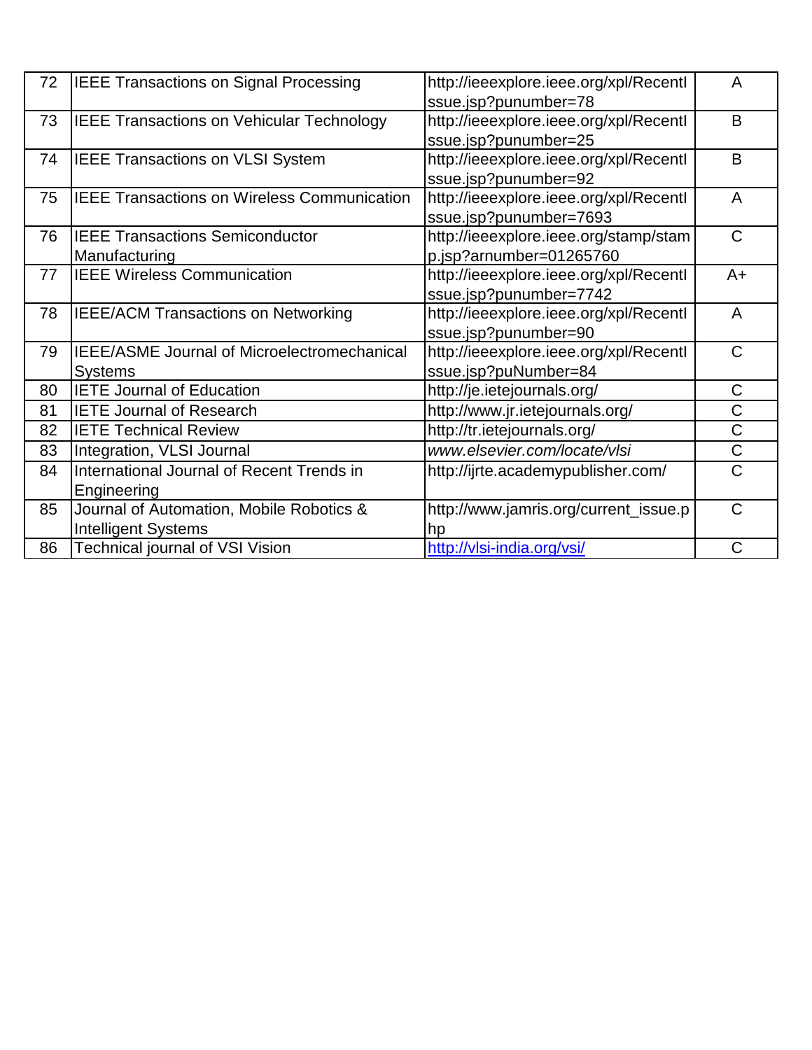| | | | |
|---|---|---|---|
| 72 | IEEE Transactions on Signal Processing | http://ieeexplore.ieee.org/xpl/RecentIssue.jsp?punumber=78 | A |
| 73 | IEEE Transactions on Vehicular Technology | http://ieeexplore.ieee.org/xpl/RecentIssue.jsp?punumber=25 | B |
| 74 | IEEE Transactions on VLSI System | http://ieeexplore.ieee.org/xpl/RecentIssue.jsp?punumber=92 | B |
| 75 | IEEE Transactions on Wireless Communication | http://ieeexplore.ieee.org/xpl/RecentIssue.jsp?punumber=7693 | A |
| 76 | IEEE Transactions Semiconductor Manufacturing | http://ieeexplore.ieee.org/stamp/stamp.jsp?arnumber=01265760 | C |
| 77 | IEEE Wireless Communication | http://ieeexplore.ieee.org/xpl/RecentIssue.jsp?punumber=7742 | A+ |
| 78 | IEEE/ACM Transactions on Networking | http://ieeexplore.ieee.org/xpl/RecentIssue.jsp?punumber=90 | A |
| 79 | IEEE/ASME Journal of Microelectromechanical Systems | http://ieeexplore.ieee.org/xpl/RecentIssue.jsp?puNumber=84 | C |
| 80 | IETE Journal of Education | http://je.ietejournals.org/ | C |
| 81 | IETE Journal of Research | http://www.jr.ietejournals.org/ | C |
| 82 | IETE Technical Review | http://tr.ietejournals.org/ | C |
| 83 | Integration, VLSI Journal | *www.elsevier.com/locate/vlsi* | C |
| 84 | International Journal of Recent Trends in Engineering | http://ijrte.academypublisher.com/ | C |
| 85 | Journal of Automation, Mobile Robotics & Intelligent Systems | http://www.jamris.org/current_issue.php | C |
| 86 | Technical journal of VSI Vision | http://vlsi-india.org/vsi/ | C |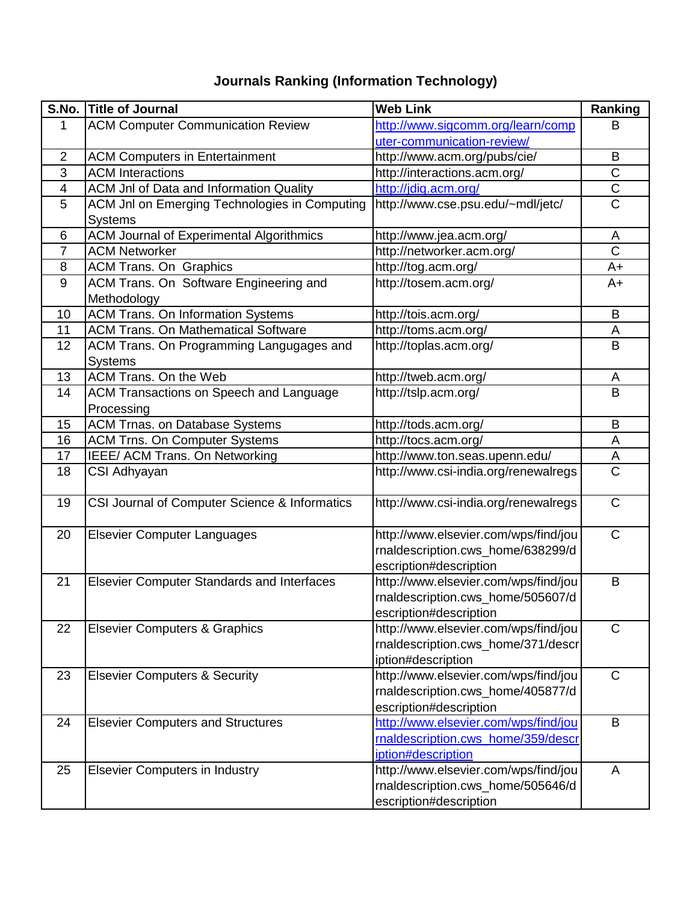# Journals Ranking (Information Technology)

| S.No. | Title of Journal | Web Link | Ranking |
| --- | --- | --- | --- |
| 1 | ACM Computer Communication Review | http://www.sigcomm.org/learn/computer-communication-review/ | B |
| 2 | ACM Computers in Entertainment | http://www.acm.org/pubs/cie/ | B |
| 3 | ACM Interactions | http://interactions.acm.org/ | C |
| 4 | ACM Jnl of Data and Information Quality | http://jdiq.acm.org/ | C |
| 5 | ACM Jnl on Emerging Technologies in Computing Systems | http://www.cse.psu.edu/~mdl/jetc/ | C |
| 6 | ACM Journal of Experimental Algorithmics | http://www.jea.acm.org/ | A |
| 7 | ACM Networker | http://networker.acm.org/ | C |
| 8 | ACM Trans. On Graphics | http://tog.acm.org/ | A+ |
| 9 | ACM Trans. On Software Engineering and Methodology | http://tosem.acm.org/ | A+ |
| 10 | ACM Trans. On Information Systems | http://tois.acm.org/ | B |
| 11 | ACM Trans. On Mathematical Software | http://toms.acm.org/ | A |
| 12 | ACM Trans. On Programming Langugages and Systems | http://toplas.acm.org/ | B |
| 13 | ACM Trans. On the Web | http://tweb.acm.org/ | A |
| 14 | ACM Transactions on Speech and Language Processing | http://tslp.acm.org/ | B |
| 15 | ACM Trnas. on Database Systems | http://tods.acm.org/ | B |
| 16 | ACM Trns. On Computer Systems | http://tocs.acm.org/ | A |
| 17 | IEEE/ ACM Trans. On Networking | http://www.ton.seas.upenn.edu/ | A |
| 18 | CSI Adhyayan | http://www.csi-india.org/renewalregs | C |
| 19 | CSI Journal of Computer Science & Informatics | http://www.csi-india.org/renewalregs | C |
| 20 | Elsevier Computer Languages | http://www.elsevier.com/wps/find/journaldescription.cws_home/638299/description#description | C |
| 21 | Elsevier Computer Standards and Interfaces | http://www.elsevier.com/wps/find/journaldescription.cws_home/505607/description#description | B |
| 22 | Elsevier Computers & Graphics | http://www.elsevier.com/wps/find/journaldescription.cws_home/371/description#description | C |
| 23 | Elsevier Computers & Security | http://www.elsevier.com/wps/find/journaldescription.cws_home/405877/description#description | C |
| 24 | Elsevier Computers and Structures | http://www.elsevier.com/wps/find/journaldescription.cws_home/359/description#description | B |
| 25 | Elsevier Computers in Industry | http://www.elsevier.com/wps/find/journaldescription.cws_home/505646/description#description | A |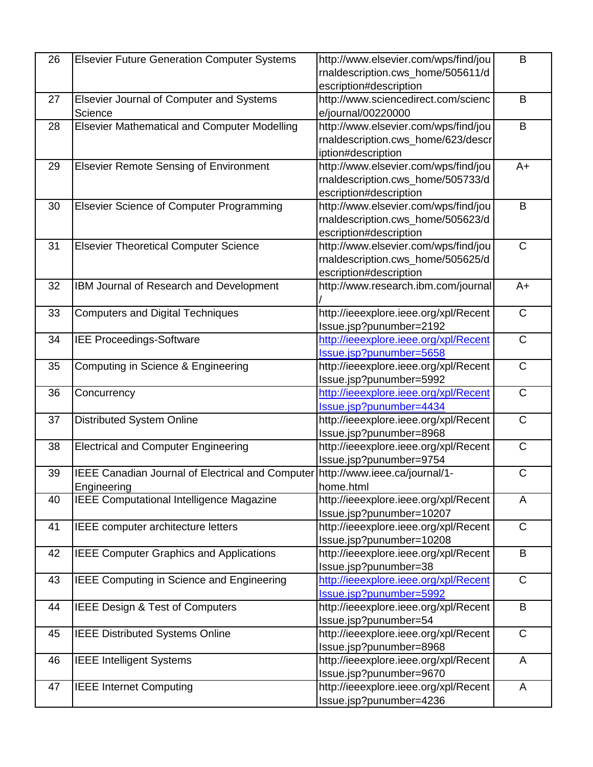| | | | |
|---|---|---|---|
| 26 | Elsevier Future Generation Computer Systems | http://www.elsevier.com/wps/find/journaldescription.cws_home/505611/description#description | B |
| 27 | Elsevier Journal of Computer and Systems Science | http://www.sciencedirect.com/science/journal/00220000 | B |
| 28 | Elsevier Mathematical and Computer Modelling | http://www.elsevier.com/wps/find/journaldescription.cws_home/623/description#description | B |
| 29 | Elsevier Remote Sensing of Environment | http://www.elsevier.com/wps/find/journaldescription.cws_home/505733/description#description | A+ |
| 30 | Elsevier Science of Computer Programming | http://www.elsevier.com/wps/find/journaldescription.cws_home/505623/description#description | B |
| 31 | Elsevier Theoretical Computer Science | http://www.elsevier.com/wps/find/journaldescription.cws_home/505625/description#description | C |
| 32 | IBM Journal of Research and Development | http://www.research.ibm.com/journal/ | A+ |
| 33 | Computers and Digital Techniques | http://ieeexplore.ieee.org/xpl/RecentIssue.jsp?punumber=2192 | C |
| 34 | IEE Proceedings-Software | http://ieeexplore.ieee.org/xpl/RecentIssue.jsp?punumber=5658 | C |
| 35 | Computing in Science & Engineering | http://ieeexplore.ieee.org/xpl/RecentIssue.jsp?punumber=5992 | C |
| 36 | Concurrency | http://ieeexplore.ieee.org/xpl/RecentIssue.jsp?punumber=4434 | C |
| 37 | Distributed System Online | http://ieeexplore.ieee.org/xpl/RecentIssue.jsp?punumber=8968 | C |
| 38 | Electrical and Computer Engineering | http://ieeexplore.ieee.org/xpl/RecentIssue.jsp?punumber=9754 | C |
| 39 | IEEE Canadian Journal of Electrical and Computer Engineering | http://www.ieee.ca/journal/1-home.html | C |
| 40 | IEEE Computational Intelligence Magazine | http://ieeexplore.ieee.org/xpl/RecentIssue.jsp?punumber=10207 | A |
| 41 | IEEE computer architecture letters | http://ieeexplore.ieee.org/xpl/RecentIssue.jsp?punumber=10208 | C |
| 42 | IEEE Computer Graphics and Applications | http://ieeexplore.ieee.org/xpl/RecentIssue.jsp?punumber=38 | B |
| 43 | IEEE Computing in Science and Engineering | http://ieeexplore.ieee.org/xpl/RecentIssue.jsp?punumber=5992 | C |
| 44 | IEEE Design & Test of Computers | http://ieeexplore.ieee.org/xpl/RecentIssue.jsp?punumber=54 | B |
| 45 | IEEE Distributed Systems Online | http://ieeexplore.ieee.org/xpl/RecentIssue.jsp?punumber=8968 | C |
| 46 | IEEE Intelligent Systems | http://ieeexplore.ieee.org/xpl/RecentIssue.jsp?punumber=9670 | A |
| 47 | IEEE Internet Computing | http://ieeexplore.ieee.org/xpl/RecentIssue.jsp?punumber=4236 | A |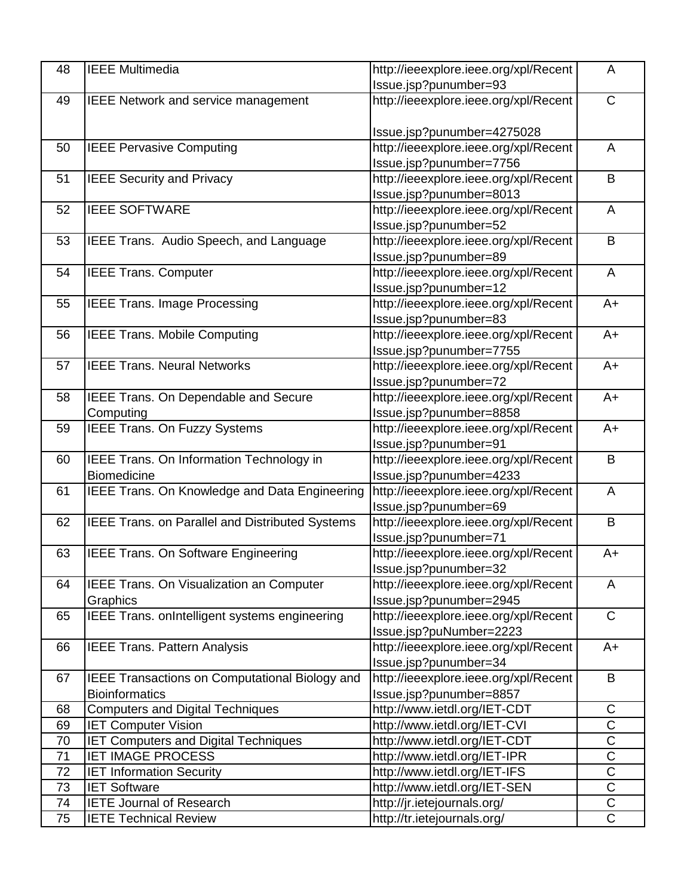| | | | |
|---|---|---|---|
| 48 | IEEE Multimedia | http://ieeexplore.ieee.org/xpl/RecentIssue.jsp?punumber=93 | A |
| 49 | IEEE Network and service management | http://ieeexplore.ieee.org/xpl/RecentIssue.jsp?punumber=4275028 | C |
| 50 | IEEE Pervasive Computing | http://ieeexplore.ieee.org/xpl/RecentIssue.jsp?punumber=7756 | A |
| 51 | IEEE Security and Privacy | http://ieeexplore.ieee.org/xpl/RecentIssue.jsp?punumber=8013 | B |
| 52 | IEEE SOFTWARE | http://ieeexplore.ieee.org/xpl/RecentIssue.jsp?punumber=52 | A |
| 53 | IEEE Trans.  Audio Speech, and Language | http://ieeexplore.ieee.org/xpl/RecentIssue.jsp?punumber=89 | B |
| 54 | IEEE Trans. Computer | http://ieeexplore.ieee.org/xpl/RecentIssue.jsp?punumber=12 | A |
| 55 | IEEE Trans. Image Processing | http://ieeexplore.ieee.org/xpl/RecentIssue.jsp?punumber=83 | A+ |
| 56 | IEEE Trans. Mobile Computing | http://ieeexplore.ieee.org/xpl/RecentIssue.jsp?punumber=7755 | A+ |
| 57 | IEEE Trans. Neural Networks | http://ieeexplore.ieee.org/xpl/RecentIssue.jsp?punumber=72 | A+ |
| 58 | IEEE Trans. On Dependable and Secure Computing | http://ieeexplore.ieee.org/xpl/RecentIssue.jsp?punumber=8858 | A+ |
| 59 | IEEE Trans. On Fuzzy Systems | http://ieeexplore.ieee.org/xpl/RecentIssue.jsp?punumber=91 | A+ |
| 60 | IEEE Trans. On Information Technology in Biomedicine | http://ieeexplore.ieee.org/xpl/RecentIssue.jsp?punumber=4233 | B |
| 61 | IEEE Trans. On Knowledge and Data Engineering | http://ieeexplore.ieee.org/xpl/RecentIssue.jsp?punumber=69 | A |
| 62 | IEEE Trans. on Parallel and Distributed Systems | http://ieeexplore.ieee.org/xpl/RecentIssue.jsp?punumber=71 | B |
| 63 | IEEE Trans. On Software Engineering | http://ieeexplore.ieee.org/xpl/RecentIssue.jsp?punumber=32 | A+ |
| 64 | IEEE Trans. On Visualization an Computer Graphics | http://ieeexplore.ieee.org/xpl/RecentIssue.jsp?punumber=2945 | A |
| 65 | IEEE Trans. onIntelligent systems engineering | http://ieeexplore.ieee.org/xpl/RecentIssue.jsp?puNumber=2223 | C |
| 66 | IEEE Trans. Pattern Analysis | http://ieeexplore.ieee.org/xpl/RecentIssue.jsp?punumber=34 | A+ |
| 67 | IEEE Transactions on Computational Biology and Bioinformatics | http://ieeexplore.ieee.org/xpl/RecentIssue.jsp?punumber=8857 | B |
| 68 | Computers and Digital Techniques | http://www.ietdl.org/IET-CDT | C |
| 69 | IET Computer Vision | http://www.ietdl.org/IET-CVI | C |
| 70 | IET Computers and Digital Techniques | http://www.ietdl.org/IET-CDT | C |
| 71 | IET IMAGE PROCESS | http://www.ietdl.org/IET-IPR | C |
| 72 | IET Information Security | http://www.ietdl.org/IET-IFS | C |
| 73 | IET Software | http://www.ietdl.org/IET-SEN | C |
| 74 | IETE Journal of Research | http://jr.ietejournals.org/ | C |
| 75 | IETE Technical Review | http://tr.ietejournals.org/ | C |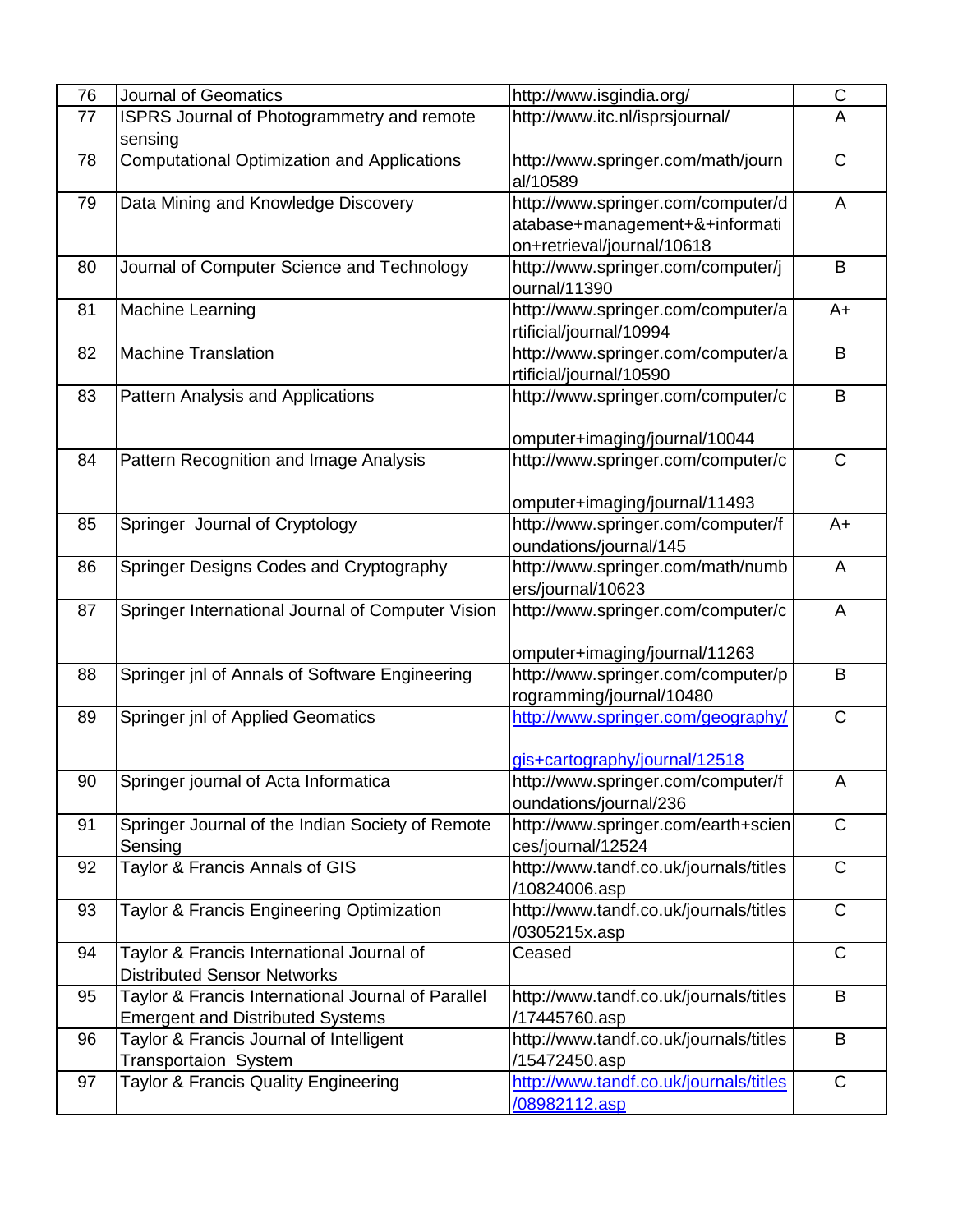| | | | |
|---|---|---|---|
| 76 | Journal of Geomatics | http://www.isgindia.org/ | C |
| 77 | ISPRS Journal of Photogrammetry and remote sensing | http://www.itc.nl/isprsjournal/ | A |
| 78 | Computational Optimization and Applications | http://www.springer.com/math/journal/10589 | C |
| 79 | Data Mining and Knowledge Discovery | http://www.springer.com/computer/database+management+&+information+retrieval/journal/10618 | A |
| 80 | Journal of Computer Science and Technology | http://www.springer.com/computer/journal/11390 | B |
| 81 | Machine Learning | http://www.springer.com/computer/artificial/journal/10994 | A+ |
| 82 | Machine Translation | http://www.springer.com/computer/artificial/journal/10590 | B |
| 83 | Pattern Analysis and Applications | http://www.springer.com/computer/computer+imaging/journal/10044 | B |
| 84 | Pattern Recognition and Image Analysis | http://www.springer.com/computer/computer+imaging/journal/11493 | C |
| 85 | Springer Journal of Cryptology | http://www.springer.com/computer/foundations/journal/145 | A+ |
| 86 | Springer Designs Codes and Cryptography | http://www.springer.com/math/numbers/journal/10623 | A |
| 87 | Springer International Journal of Computer Vision | http://www.springer.com/computer/computer+imaging/journal/11263 | A |
| 88 | Springer jnl of Annals of Software Engineering | http://www.springer.com/computer/programming/journal/10480 | B |
| 89 | Springer jnl of Applied Geomatics | http://www.springer.com/geography/gis+cartography/journal/12518 | C |
| 90 | Springer journal of Acta Informatica | http://www.springer.com/computer/foundations/journal/236 | A |
| 91 | Springer Journal of the Indian Society of Remote Sensing | http://www.springer.com/earth+sciences/journal/12524 | C |
| 92 | Taylor & Francis Annals of GIS | http://www.tandf.co.uk/journals/titles/10824006.asp | C |
| 93 | Taylor & Francis Engineering Optimization | http://www.tandf.co.uk/journals/titles/0305215x.asp | C |
| 94 | Taylor & Francis International Journal of Distributed Sensor Networks | Ceased | C |
| 95 | Taylor & Francis International Journal of Parallel Emergent and Distributed Systems | http://www.tandf.co.uk/journals/titles/17445760.asp | B |
| 96 | Taylor & Francis Journal of Intelligent Transportaion System | http://www.tandf.co.uk/journals/titles/15472450.asp | B |
| 97 | Taylor & Francis Quality Engineering | http://www.tandf.co.uk/journals/titles/08982112.asp | C |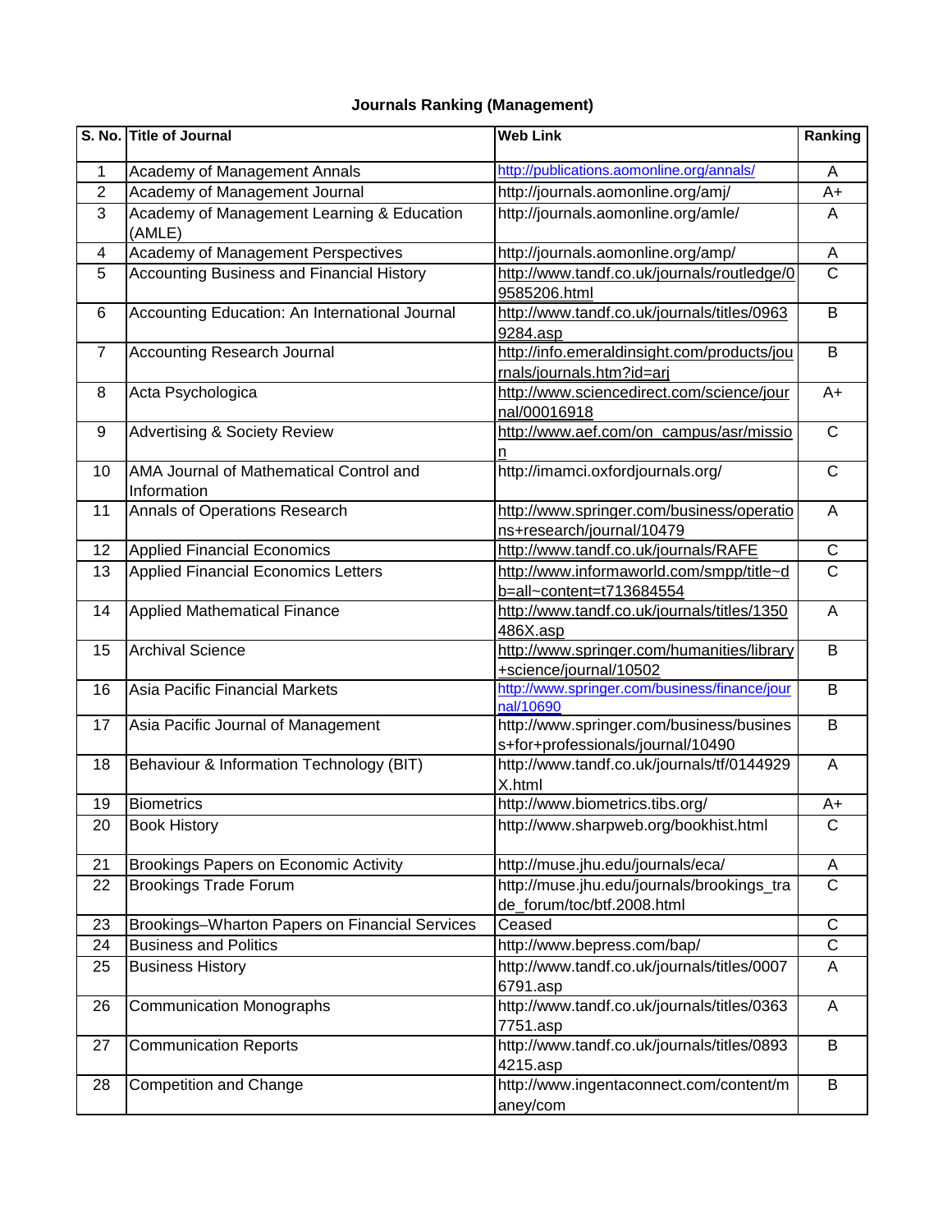**Journals Ranking (Management)**

| S. No. | Title of Journal | Web Link | Ranking |
|---|---|---|---|
| 1 | Academy of Management Annals | http://publications.aomonline.org/annals/ | A |
| 2 | Academy of Management Journal | http://journals.aomonline.org/amj/ | A+ |
| 3 | Academy of Management Learning & Education (AMLE) | http://journals.aomonline.org/amle/ | A |
| 4 | Academy of Management Perspectives | http://journals.aomonline.org/amp/ | A |
| 5 | Accounting Business and Financial History | http://www.tandf.co.uk/journals/routledge/09585206.html | C |
| 6 | Accounting Education: An International Journal | http://www.tandf.co.uk/journals/titles/09639284.asp | B |
| 7 | Accounting Research Journal | http://info.emeraldinsight.com/products/journals/journals.htm?id=arj | B |
| 8 | Acta Psychologica | http://www.sciencedirect.com/science/journal/00016918 | A+ |
| 9 | Advertising & Society Review | http://www.aef.com/on_campus/asr/mission | C |
| 10 | AMA Journal of Mathematical Control and Information | http://imamci.oxfordjournals.org/ | C |
| 11 | Annals of Operations Research | http://www.springer.com/business/operations+research/journal/10479 | A |
| 12 | Applied Financial Economics | http://www.tandf.co.uk/journals/RAFE | C |
| 13 | Applied Financial Economics Letters | http://www.informaworld.com/smpp/title~db=all~content=t713684554 | C |
| 14 | Applied Mathematical Finance | http://www.tandf.co.uk/journals/titles/1350486X.asp | A |
| 15 | Archival Science | http://www.springer.com/humanities/library+science/journal/10502 | B |
| 16 | Asia Pacific Financial Markets | http://www.springer.com/business/finance/journal/10690 | B |
| 17 | Asia Pacific Journal of Management | http://www.springer.com/business/business+for+professionals/journal/10490 | B |
| 18 | Behaviour & Information Technology (BIT) | http://www.tandf.co.uk/journals/tf/0144929X.html | A |
| 19 | Biometrics | http://www.biometrics.tibs.org/ | A+ |
| 20 | Book History | http://www.sharpweb.org/bookhist.html | C |
| 21 | Brookings Papers on Economic Activity | http://muse.jhu.edu/journals/eca/ | A |
| 22 | Brookings Trade Forum | http://muse.jhu.edu/journals/brookings_trade_forum/toc/btf.2008.html | C |
| 23 | Brookings–Wharton Papers on Financial Services | Ceased | C |
| 24 | Business and Politics | http://www.bepress.com/bap/ | C |
| 25 | Business History | http://www.tandf.co.uk/journals/titles/00076791.asp | A |
| 26 | Communication Monographs | http://www.tandf.co.uk/journals/titles/03637751.asp | A |
| 27 | Communication Reports | http://www.tandf.co.uk/journals/titles/08934215.asp | B |
| 28 | Competition and Change | http://www.ingentaconnect.com/content/maney/com | B |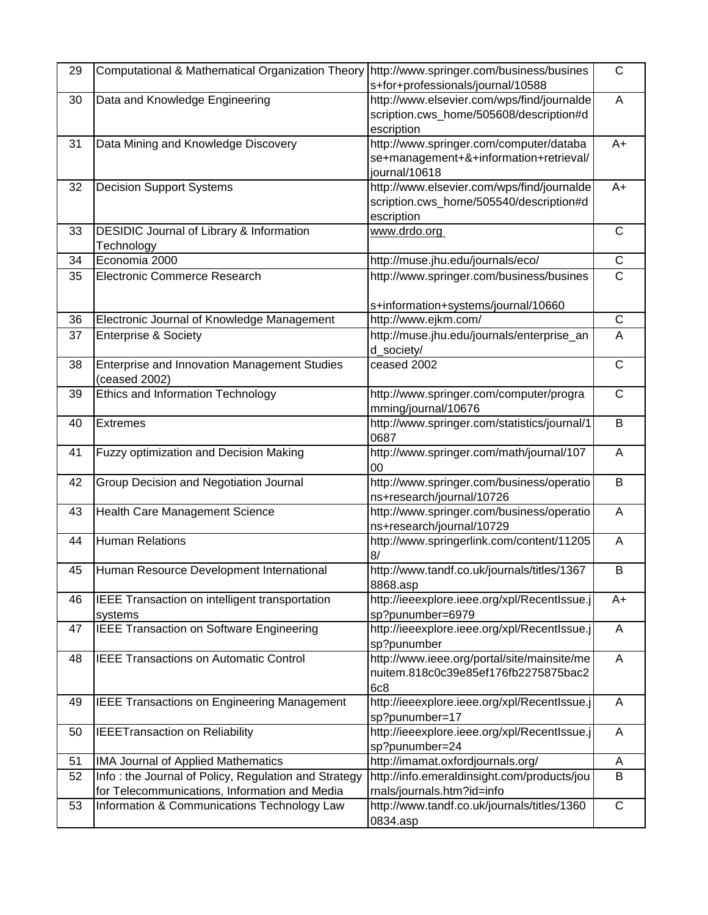| 29 | Computational & Mathematical Organization Theory | http://www.springer.com/business/business+for+professionals/journal/10588 | C |
|---|---|---|---|
| 30 | Data and Knowledge Engineering | http://www.elsevier.com/wps/find/journaldescription.cws_home/505608/description#description | A |
| 31 | Data Mining and Knowledge Discovery | http://www.springer.com/computer/database+management+&+information+retrieval/journal/10618 | A+ |
| 32 | Decision Support Systems | http://www.elsevier.com/wps/find/journaldescription.cws_home/505540/description#description | A+ |
| 33 | DESIDIC Journal of Library & Information Technology | www.drdo.org | C |
| 34 | Economia 2000 | http://muse.jhu.edu/journals/eco/ | C |
| 35 | Electronic Commerce Research | http://www.springer.com/business/business+information+systems/journal/10660 | C |
| 36 | Electronic Journal of Knowledge Management | http://www.ejkm.com/ | C |
| 37 | Enterprise & Society | http://muse.jhu.edu/journals/enterprise_and_society/ | A |
| 38 | Enterprise and Innovation Management Studies (ceased 2002) | ceased 2002 | C |
| 39 | Ethics and Information Technology | http://www.springer.com/computer/programming/journal/10676 | C |
| 40 | Extremes | http://www.springer.com/statistics/journal/10687 | B |
| 41 | Fuzzy optimization and Decision Making | http://www.springer.com/math/journal/10700 | A |
| 42 | Group Decision and Negotiation Journal | http://www.springer.com/business/operations+research/journal/10726 | B |
| 43 | Health Care Management Science | http://www.springer.com/business/operations+research/journal/10729 | A |
| 44 | Human Relations | http://www.springerlink.com/content/112058/ | A |
| 45 | Human Resource Development International | http://www.tandf.co.uk/journals/titles/13678868.asp | B |
| 46 | IEEE Transaction on intelligent transportation systems | http://ieeexplore.ieee.org/xpl/RecentIssue.jsp?punumber=6979 | A+ |
| 47 | IEEE Transaction on Software Engineering | http://ieeexplore.ieee.org/xpl/RecentIssue.jsp?punumber | A |
| 48 | IEEE Transactions on Automatic Control | http://www.ieee.org/portal/site/mainsite/menuitem.818c0c39e85ef176fb2275875bac26c8 | A |
| 49 | IEEE Transactions on Engineering Management | http://ieeexplore.ieee.org/xpl/RecentIssue.jsp?punumber=17 | A |
| 50 | IEEETransaction on Reliability | http://ieeexplore.ieee.org/xpl/RecentIssue.jsp?punumber=24 | A |
| 51 | IMA Journal of Applied Mathematics | http://imamat.oxfordjournals.org/ | A |
| 52 | Info : the Journal of Policy, Regulation and Strategy for Telecommunications, Information and Media | http://info.emeraldinsight.com/products/journals/journals.htm?id=info | B |
| 53 | Information & Communications Technology Law | http://www.tandf.co.uk/journals/titles/13600834.asp | C |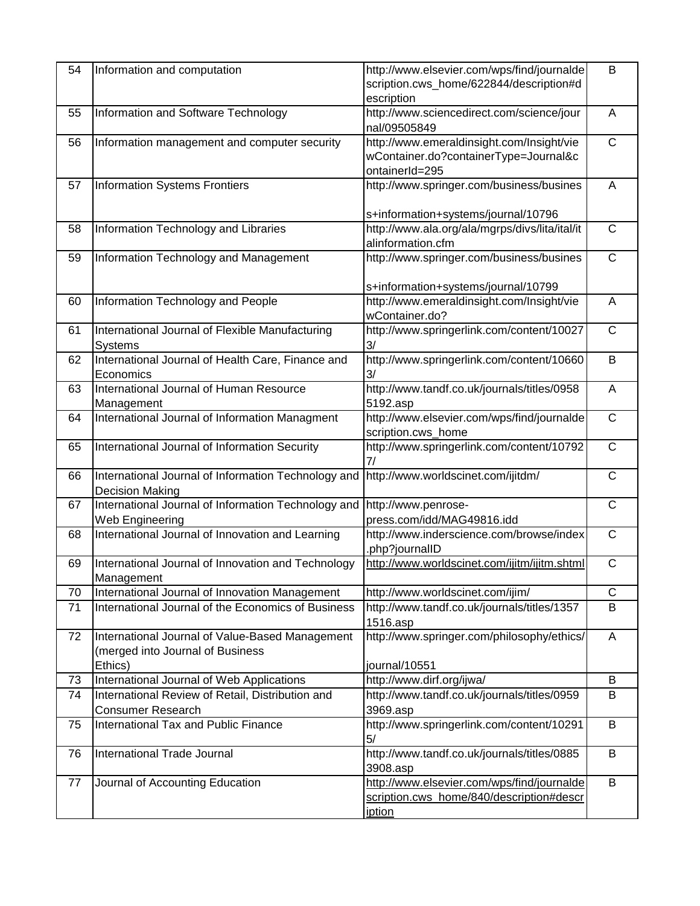| | | | |
|---|---|---|---|
| 54 | Information and computation | http://www.elsevier.com/wps/find/journaldescription.cws_home/622844/description#description | B |
| 55 | Information and Software Technology | http://www.sciencedirect.com/science/journal/09505849 | A |
| 56 | Information management and computer security | http://www.emeraldinsight.com/Insight/viewContainer.do?containerType=Journal&containerId=295 | C |
| 57 | Information Systems Frontiers | http://www.springer.com/business/business+information+systems/journal/10796 | A |
| 58 | Information Technology and Libraries | http://www.ala.org/ala/mgrps/divs/lita/ital/italinformation.cfm | C |
| 59 | Information Technology and Management | http://www.springer.com/business/business+information+systems/journal/10799 | C |
| 60 | Information Technology and People | http://www.emeraldinsight.com/Insight/viewContainer.do? | A |
| 61 | International Journal of Flexible Manufacturing Systems | http://www.springerlink.com/content/100273/ | C |
| 62 | International Journal of Health Care, Finance and Economics | http://www.springerlink.com/content/106603/ | B |
| 63 | International Journal of Human Resource Management | http://www.tandf.co.uk/journals/titles/09585192.asp | A |
| 64 | International Journal of Information Managment | http://www.elsevier.com/wps/find/journaldescription.cws_home | C |
| 65 | International Journal of Information Security | http://www.springerlink.com/content/107927/ | C |
| 66 | International Journal of Information Technology and Decision Making | http://www.worldscinet.com/ijitdm/ | C |
| 67 | International Journal of Information Technology and Web Engineering | http://www.penrose-press.com/idd/MAG49816.idd | C |
| 68 | International Journal of Innovation and Learning | http://www.inderscience.com/browse/index.php?journalID | C |
| 69 | International Journal of Innovation and Technology Management | http://www.worldscinet.com/ijitm/ijitm.shtml | C |
| 70 | International Journal of Innovation Management | http://www.worldscinet.com/ijim/ | C |
| 71 | International Journal of the Economics of Business | http://www.tandf.co.uk/journals/titles/13571516.asp | B |
| 72 | International Journal of Value-Based Management (merged into Journal of Business Ethics) | http://www.springer.com/philosophy/ethics/journal/10551 | A |
| 73 | International Journal of Web Applications | http://www.dirf.org/ijwa/ | B |
| 74 | International Review of Retail, Distribution and Consumer Research | http://www.tandf.co.uk/journals/titles/09593969.asp | B |
| 75 | International Tax and Public Finance | http://www.springerlink.com/content/102915/ | B |
| 76 | International Trade Journal | http://www.tandf.co.uk/journals/titles/08853908.asp | B |
| 77 | Journal of Accounting Education | http://www.elsevier.com/wps/find/journaldescription.cws_home/840/description#description | B |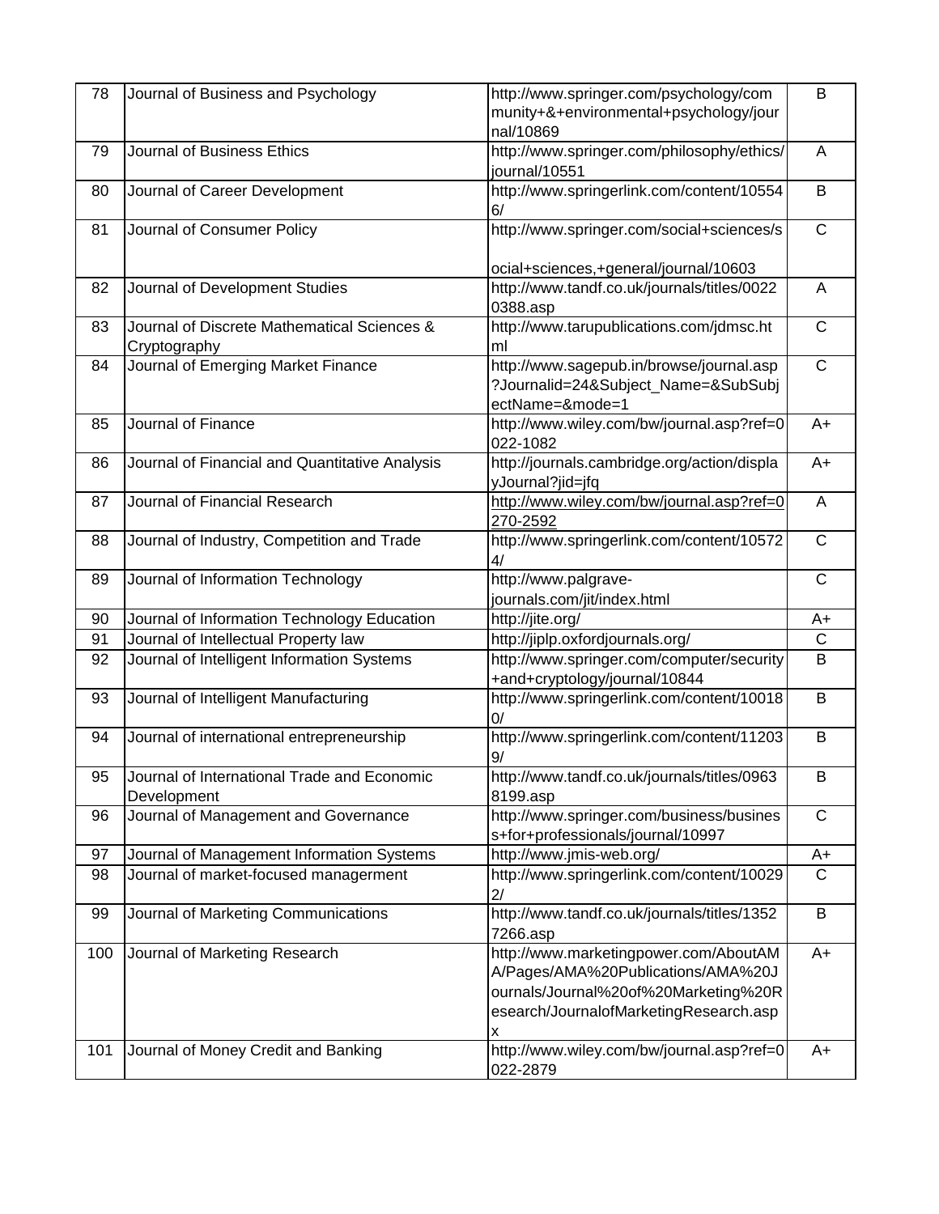| | | | |
|---|---|---|---|
| 78 | Journal of Business and Psychology | http://www.springer.com/psychology/community+&+environmental+psychology/journal/10869 | B |
| 79 | Journal of Business Ethics | http://www.springer.com/philosophy/ethics/journal/10551 | A |
| 80 | Journal of Career Development | http://www.springerlink.com/content/105546/ | B |
| 81 | Journal of Consumer Policy | http://www.springer.com/social+sciences/social+sciences,+general/journal/10603 | C |
| 82 | Journal of Development Studies | http://www.tandf.co.uk/journals/titles/00220388.asp | A |
| 83 | Journal of Discrete Mathematical Sciences & Cryptography | http://www.tarupublications.com/jdmsc.html | C |
| 84 | Journal of Emerging Market Finance | http://www.sagepub.in/browse/journal.asp?Journalid=24&Subject_Name=&SubSubjectName=&mode=1 | C |
| 85 | Journal of Finance | http://www.wiley.com/bw/journal.asp?ref=0022-1082 | A+ |
| 86 | Journal of Financial and Quantitative Analysis | http://journals.cambridge.org/action/displayJournal?jid=jfq | A+ |
| 87 | Journal of Financial Research | http://www.wiley.com/bw/journal.asp?ref=0270-2592 | A |
| 88 | Journal of Industry, Competition and Trade | http://www.springerlink.com/content/105724/ | C |
| 89 | Journal of Information Technology | http://www.palgrave-journals.com/jit/index.html | C |
| 90 | Journal of Information Technology Education | http://jite.org/ | A+ |
| 91 | Journal of Intellectual Property law | http://jiplp.oxfordjournals.org/ | C |
| 92 | Journal of Intelligent Information Systems | http://www.springer.com/computer/security+and+cryptology/journal/10844 | B |
| 93 | Journal of Intelligent Manufacturing | http://www.springerlink.com/content/100180/ | B |
| 94 | Journal of international entrepreneurship | http://www.springerlink.com/content/112039/ | B |
| 95 | Journal of International Trade and Economic Development | http://www.tandf.co.uk/journals/titles/09638199.asp | B |
| 96 | Journal of Management and Governance | http://www.springer.com/business/business+for+professionals/journal/10997 | C |
| 97 | Journal of Management Information Systems | http://www.jmis-web.org/ | A+ |
| 98 | Journal of market-focused managerment | http://www.springerlink.com/content/100292/ | C |
| 99 | Journal of Marketing Communications | http://www.tandf.co.uk/journals/titles/13527266.asp | B |
| 100 | Journal of Marketing Research | http://www.marketingpower.com/AboutAMA/Pages/AMA%20Publications/AMA%20Journals/Journal%20of%20Marketing%20Research/JournalofMarketingResearch.aspx | A+ |
| 101 | Journal of Money Credit and Banking | http://www.wiley.com/bw/journal.asp?ref=0022-2879 | A+ |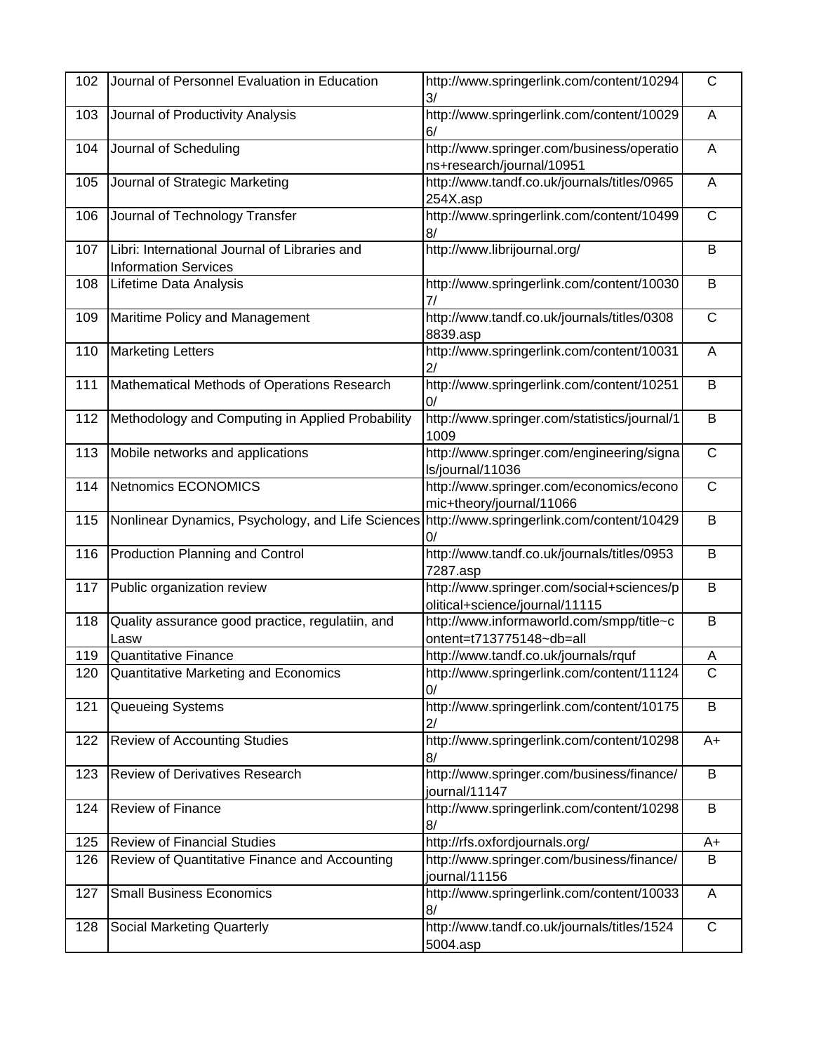| | | | |
|---|---|---|---|
| 102 | Journal of Personnel Evaluation in Education | http://www.springerlink.com/content/102943/ | C |
| 103 | Journal of Productivity Analysis | http://www.springerlink.com/content/100296/ | A |
| 104 | Journal of Scheduling | http://www.springer.com/business/operations+research/journal/10951 | A |
| 105 | Journal of Strategic Marketing | http://www.tandf.co.uk/journals/titles/0965254X.asp | A |
| 106 | Journal of Technology Transfer | http://www.springerlink.com/content/104998/ | C |
| 107 | Libri: International Journal of Libraries and Information Services | http://www.librijournal.org/ | B |
| 108 | Lifetime Data Analysis | http://www.springerlink.com/content/100307/ | B |
| 109 | Maritime Policy and Management | http://www.tandf.co.uk/journals/titles/03088839.asp | C |
| 110 | Marketing Letters | http://www.springerlink.com/content/100312/ | A |
| 111 | Mathematical Methods of Operations Research | http://www.springerlink.com/content/102510/ | B |
| 112 | Methodology and Computing in Applied Probability | http://www.springer.com/statistics/journal/11009 | B |
| 113 | Mobile networks and applications | http://www.springer.com/engineering/signals/journal/11036 | C |
| 114 | Netnomics ECONOMICS | http://www.springer.com/economics/economic+theory/journal/11066 | C |
| 115 | Nonlinear Dynamics, Psychology, and Life Sciences | http://www.springerlink.com/content/104290/ | B |
| 116 | Production Planning and Control | http://www.tandf.co.uk/journals/titles/09537287.asp | B |
| 117 | Public organization review | http://www.springer.com/social+sciences/political+science/journal/11115 | B |
| 118 | Quality assurance good practice, regulatiin, and Lasw | http://www.informaworld.com/smpp/title~content=t713775148~db=all | B |
| 119 | Quantitative Finance | http://www.tandf.co.uk/journals/rquf | A |
| 120 | Quantitative Marketing and Economics | http://www.springerlink.com/content/111240/ | C |
| 121 | Queueing Systems | http://www.springerlink.com/content/101752/ | B |
| 122 | Review of Accounting Studies | http://www.springerlink.com/content/102988/ | A+ |
| 123 | Review of Derivatives Research | http://www.springer.com/business/finance/journal/11147 | B |
| 124 | Review of Finance | http://www.springerlink.com/content/102988/ | B |
| 125 | Review of Financial Studies | http://rfs.oxfordjournals.org/ | A+ |
| 126 | Review of Quantitative Finance and Accounting | http://www.springer.com/business/finance/journal/11156 | B |
| 127 | Small Business Economics | http://www.springerlink.com/content/100338/ | A |
| 128 | Social Marketing Quarterly | http://www.tandf.co.uk/journals/titles/15245004.asp | C |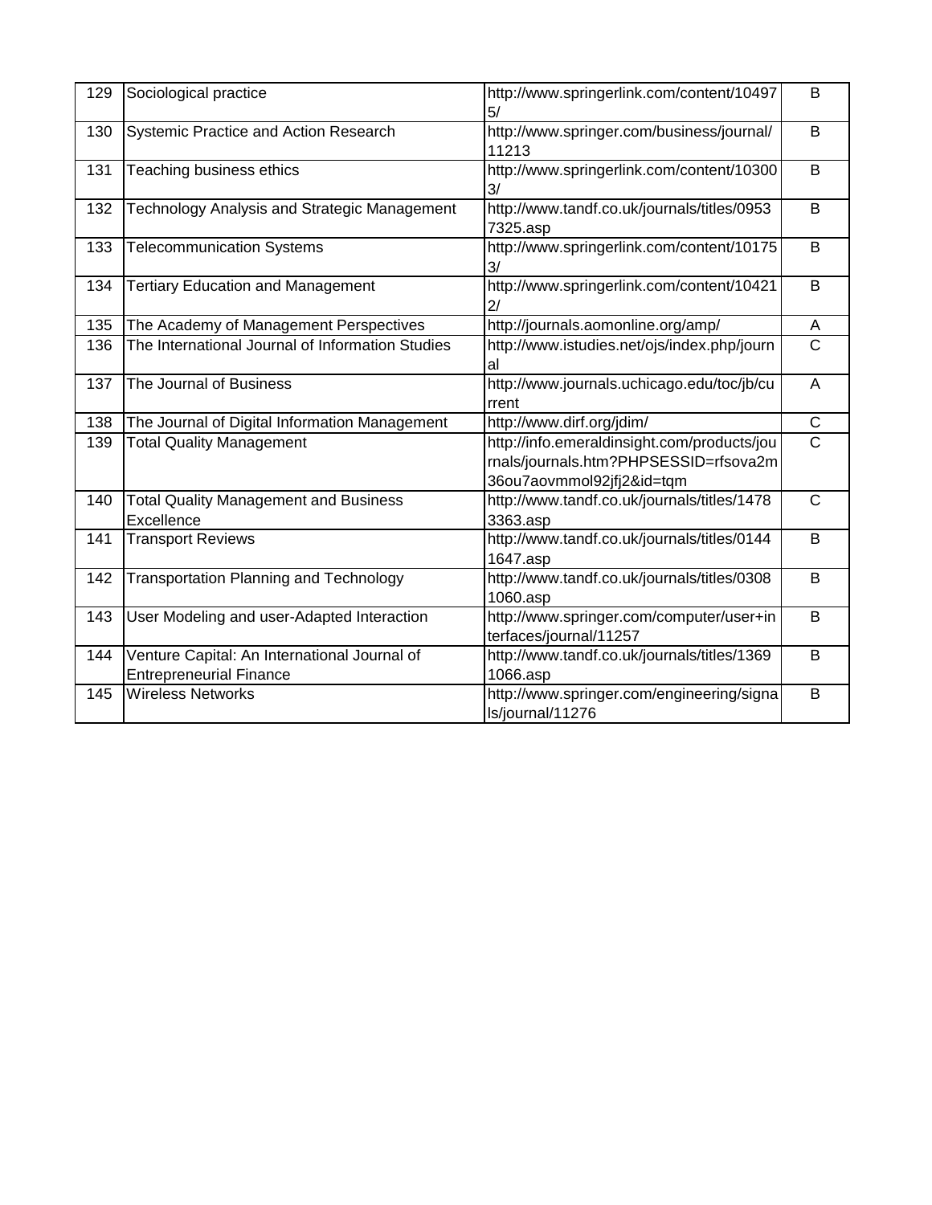| | | | |
|---|---|---|---|
| 129 | Sociological practice | http://www.springerlink.com/content/104975/ | B |
| 130 | Systemic Practice and Action Research | http://www.springer.com/business/journal/11213 | B |
| 131 | Teaching business ethics | http://www.springerlink.com/content/103003/ | B |
| 132 | Technology Analysis and Strategic Management | http://www.tandf.co.uk/journals/titles/09537325.asp | B |
| 133 | Telecommunication Systems | http://www.springerlink.com/content/101753/ | B |
| 134 | Tertiary Education and Management | http://www.springerlink.com/content/104212/ | B |
| 135 | The Academy of Management Perspectives | http://journals.aomonline.org/amp/ | A |
| 136 | The International Journal of Information Studies | http://www.istudies.net/ojs/index.php/journal | C |
| 137 | The Journal of Business | http://www.journals.uchicago.edu/toc/jb/current | A |
| 138 | The Journal of Digital Information Management | http://www.dirf.org/jdim/ | C |
| 139 | Total Quality Management | http://info.emeraldinsight.com/products/journals/journals.htm?PHPSESSID=rfsova2m36ou7aovmmol92jfj2&id=tqm | C |
| 140 | Total Quality Management and Business Excellence | http://www.tandf.co.uk/journals/titles/14783363.asp | C |
| 141 | Transport Reviews | http://www.tandf.co.uk/journals/titles/01441647.asp | B |
| 142 | Transportation Planning and Technology | http://www.tandf.co.uk/journals/titles/03081060.asp | B |
| 143 | User Modeling and user-Adapted Interaction | http://www.springer.com/computer/user+interfaces/journal/11257 | B |
| 144 | Venture Capital: An International Journal of Entrepreneurial Finance | http://www.tandf.co.uk/journals/titles/13691066.asp | B |
| 145 | Wireless Networks | http://www.springer.com/engineering/signals/journal/11276 | B |